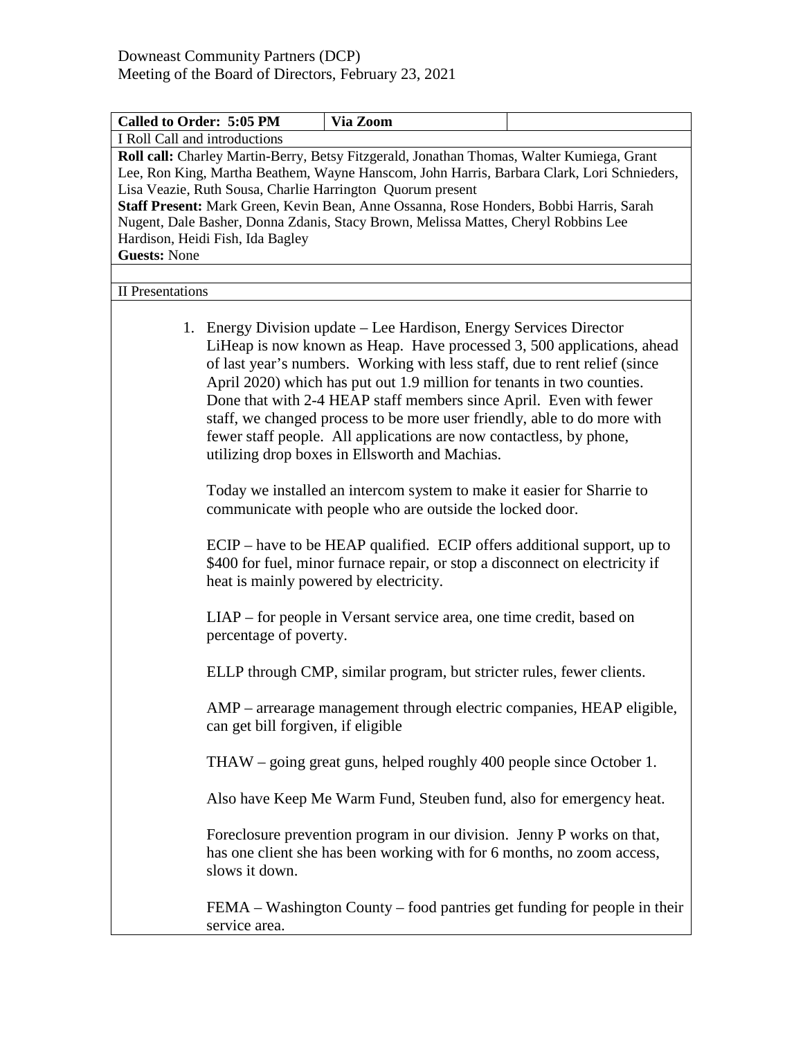Downeast Community Partners (DCP)
Meeting of the Board of Directors, February 23, 2021

| **Called to Order: 5:05 PM** | **Via Zoom** | |
|---|---|---|
| I Roll Call and introductions | | |
| **Roll call:** Charley Martin-Berry, Betsy Fitzgerald, Jonathan Thomas, Walter Kumiega, Grant Lee, Ron King, Martha Beathem, Wayne Hanscom, John Harris, Barbara Clark, Lori Schnieders, Lisa Veazie, Ruth Sousa, Charlie Harrington Quorum present<br>**Staff Present:** Mark Green, Kevin Bean, Anne Ossanna, Rose Honders, Bobbi Harris, Sarah Nugent, Dale Basher, Donna Zdanis, Stacy Brown, Melissa Mattes, Cheryl Robbins Lee Hardison, Heidi Fish, Ida Bagley<br>**Guests:** None | | |
| | | |
| II Presentations | | |

1. Energy Division update – Lee Hardison, Energy Services Director
   LiHeap is now known as Heap. Have processed 3, 500 applications, ahead of last year's numbers. Working with less staff, due to rent relief (since April 2020) which has put out 1.9 million for tenants in two counties. Done that with 2-4 HEAP staff members since April. Even with fewer staff, we changed process to be more user friendly, able to do more with fewer staff people. All applications are now contactless, by phone, utilizing drop boxes in Ellsworth and Machias.

   Today we installed an intercom system to make it easier for Sharrie to communicate with people who are outside the locked door.

   ECIP – have to be HEAP qualified. ECIP offers additional support, up to $400 for fuel, minor furnace repair, or stop a disconnect on electricity if heat is mainly powered by electricity.

   LIAP – for people in Versant service area, one time credit, based on percentage of poverty.

   ELLP through CMP, similar program, but stricter rules, fewer clients.

   AMP – arrearage management through electric companies, HEAP eligible, can get bill forgiven, if eligible

   THAW – going great guns, helped roughly 400 people since October 1.

   Also have Keep Me Warm Fund, Steuben fund, also for emergency heat.

   Foreclosure prevention program in our division. Jenny P works on that, has one client she has been working with for 6 months, no zoom access, slows it down.

   FEMA – Washington County – food pantries get funding for people in their service area.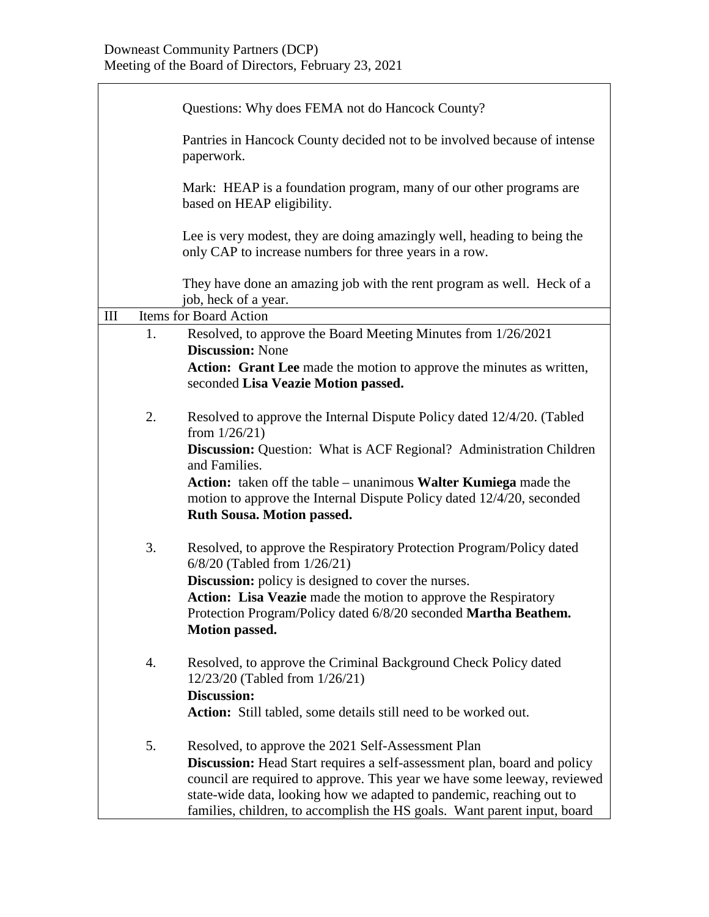Questions: Why does FEMA not do Hancock County?

Pantries in Hancock County decided not to be involved because of intense paperwork.

Mark: HEAP is a foundation program, many of our other programs are based on HEAP eligibility.

Lee is very modest, they are doing amazingly well, heading to being the only CAP to increase numbers for three years in a row.

They have done an amazing job with the rent program as well. Heck of a job, heck of a year.

## III Items for Board Action

1. Resolved, to approve the Board Meeting Minutes from 1/26/2021
   **Discussion:** None
   **Action: Grant Lee** made the motion to approve the minutes as written, seconded **Lisa Veazie Motion passed.**

2. Resolved to approve the Internal Dispute Policy dated 12/4/20. (Tabled from 1/26/21)
   **Discussion:** Question: What is ACF Regional? Administration Children and Families.
   **Action:** taken off the table – unanimous **Walter Kumiega** made the motion to approve the Internal Dispute Policy dated 12/4/20, seconded **Ruth Sousa. Motion passed.**

3. Resolved, to approve the Respiratory Protection Program/Policy dated 6/8/20 (Tabled from 1/26/21)
   **Discussion:** policy is designed to cover the nurses.
   **Action: Lisa Veazie** made the motion to approve the Respiratory Protection Program/Policy dated 6/8/20 seconded **Martha Beathem. Motion passed.**

4. Resolved, to approve the Criminal Background Check Policy dated 12/23/20 (Tabled from 1/26/21)
   **Discussion:**
   **Action:** Still tabled, some details still need to be worked out.

5. Resolved, to approve the 2021 Self-Assessment Plan
   **Discussion:** Head Start requires a self-assessment plan, board and policy council are required to approve. This year we have some leeway, reviewed state-wide data, looking how we adapted to pandemic, reaching out to families, children, to accomplish the HS goals. Want parent input, board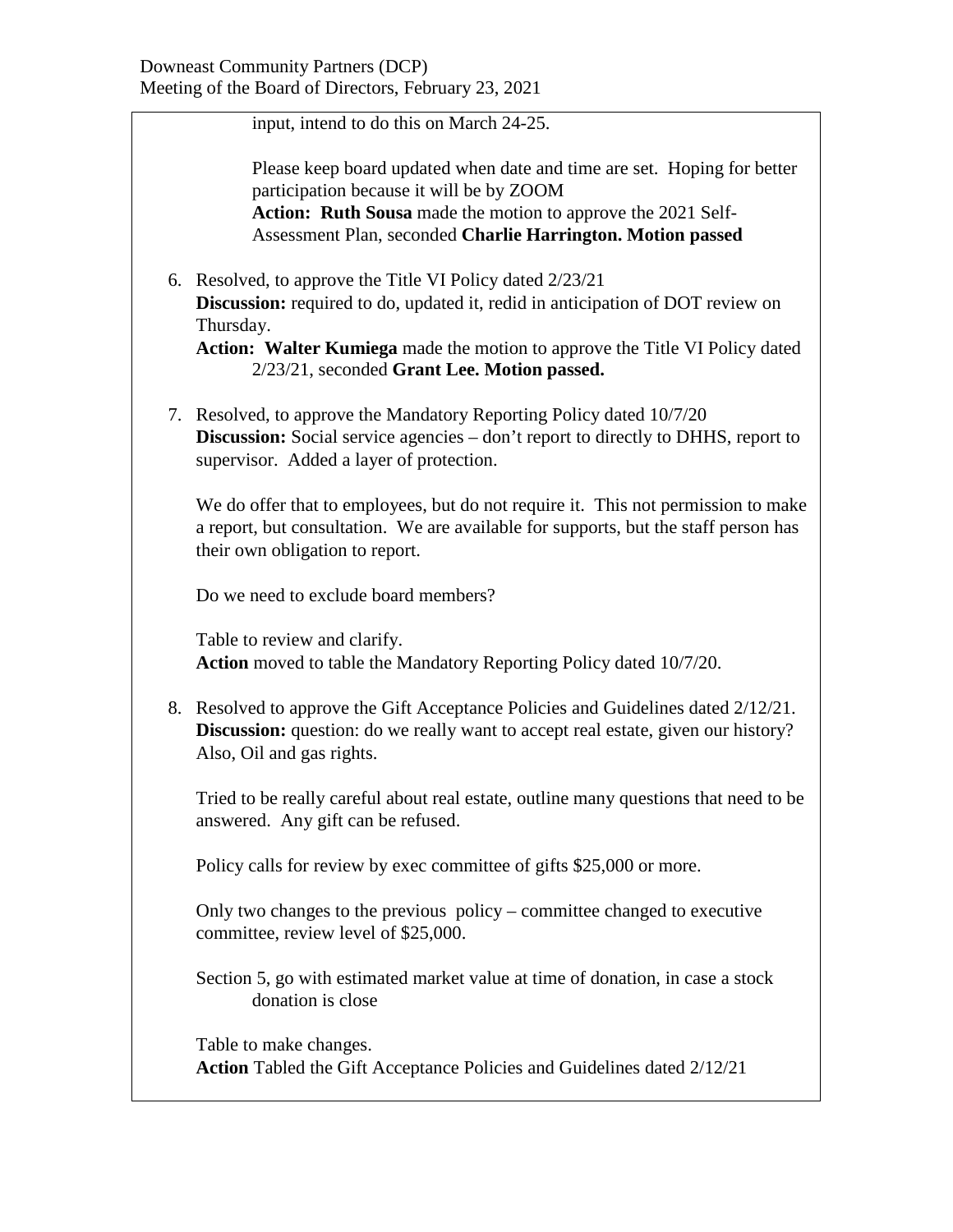input, intend to do this on March 24-25.

Please keep board updated when date and time are set. Hoping for better participation because it will be by ZOOM
**Action: Ruth Sousa** made the motion to approve the 2021 Self-Assessment Plan, seconded **Charlie Harrington. Motion passed**

6. Resolved, to approve the Title VI Policy dated 2/23/21
   **Discussion:** required to do, updated it, redid in anticipation of DOT review on Thursday.
   **Action: Walter Kumiega** made the motion to approve the Title VI Policy dated 2/23/21, seconded **Grant Lee. Motion passed.**

7. Resolved, to approve the Mandatory Reporting Policy dated 10/7/20
   **Discussion:** Social service agencies – don't report to directly to DHHS, report to supervisor. Added a layer of protection.

   We do offer that to employees, but do not require it. This not permission to make a report, but consultation. We are available for supports, but the staff person has their own obligation to report.

   Do we need to exclude board members?

   Table to review and clarify.
   **Action** moved to table the Mandatory Reporting Policy dated 10/7/20.

8. Resolved to approve the Gift Acceptance Policies and Guidelines dated 2/12/21.
   **Discussion:** question: do we really want to accept real estate, given our history? Also, Oil and gas rights.

   Tried to be really careful about real estate, outline many questions that need to be answered. Any gift can be refused.

   Policy calls for review by exec committee of gifts $25,000 or more.

   Only two changes to the previous policy – committee changed to executive committee, review level of $25,000.

   Section 5, go with estimated market value at time of donation, in case a stock donation is close

   Table to make changes.
   **Action** Tabled the Gift Acceptance Policies and Guidelines dated 2/12/21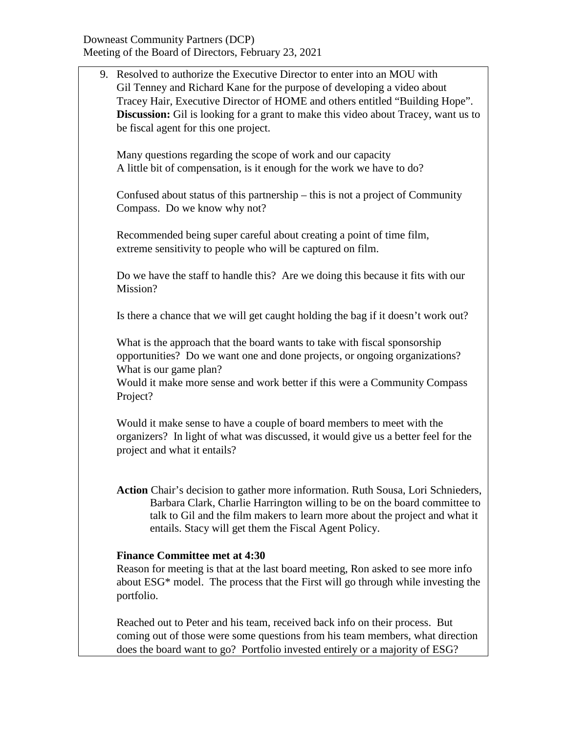9. Resolved to authorize the Executive Director to enter into an MOU with Gil Tenney and Richard Kane for the purpose of developing a video about Tracey Hair, Executive Director of HOME and others entitled "Building Hope". **Discussion:** Gil is looking for a grant to make this video about Tracey, want us to be fiscal agent for this one project.

   Many questions regarding the scope of work and our capacity
   A little bit of compensation, is it enough for the work we have to do?

   Confused about status of this partnership – this is not a project of Community Compass. Do we know why not?

   Recommended being super careful about creating a point of time film, extreme sensitivity to people who will be captured on film.

   Do we have the staff to handle this? Are we doing this because it fits with our Mission?

   Is there a chance that we will get caught holding the bag if it doesn't work out?

   What is the approach that the board wants to take with fiscal sponsorship opportunities? Do we want one and done projects, or ongoing organizations? What is our game plan?
   Would it make more sense and work better if this were a Community Compass Project?

   Would it make sense to have a couple of board members to meet with the organizers? In light of what was discussed, it would give us a better feel for the project and what it entails?

   **Action** Chair's decision to gather more information. Ruth Sousa, Lori Schnieders, Barbara Clark, Charlie Harrington willing to be on the board committee to talk to Gil and the film makers to learn more about the project and what it entails. Stacy will get them the Fiscal Agent Policy.

   **Finance Committee met at 4:30**
   Reason for meeting is that at the last board meeting, Ron asked to see more info about ESG* model. The process that the First will go through while investing the portfolio.

   Reached out to Peter and his team, received back info on their process. But coming out of those were some questions from his team members, what direction does the board want to go? Portfolio invested entirely or a majority of ESG?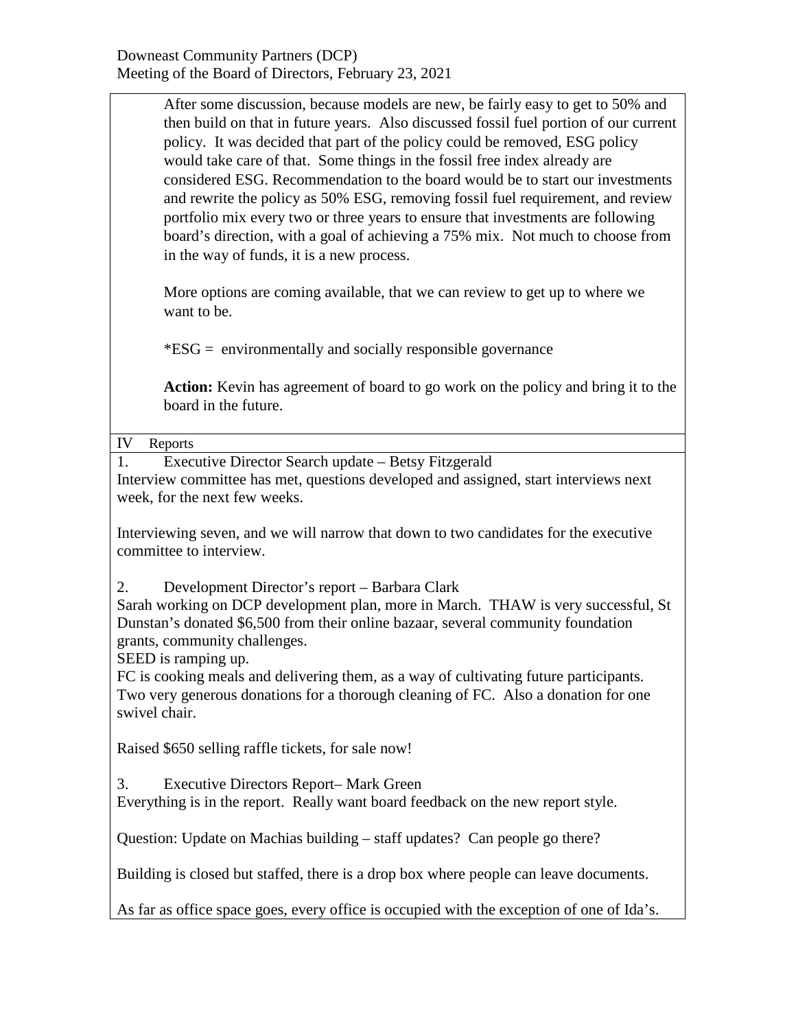After some discussion, because models are new, be fairly easy to get to 50% and then build on that in future years. Also discussed fossil fuel portion of our current policy. It was decided that part of the policy could be removed, ESG policy would take care of that. Some things in the fossil free index already are considered ESG. Recommendation to the board would be to start our investments and rewrite the policy as 50% ESG, removing fossil fuel requirement, and review portfolio mix every two or three years to ensure that investments are following board's direction, with a goal of achieving a 75% mix. Not much to choose from in the way of funds, it is a new process.

More options are coming available, that we can review to get up to where we want to be.

*ESG = environmentally and socially responsible governance

**Action:** Kevin has agreement of board to go work on the policy and bring it to the board in the future.

IV Reports

1. Executive Director Search update – Betsy Fitzgerald

Interview committee has met, questions developed and assigned, start interviews next week, for the next few weeks.

Interviewing seven, and we will narrow that down to two candidates for the executive committee to interview.

2. Development Director's report – Barbara Clark

Sarah working on DCP development plan, more in March. THAW is very successful, St Dunstan's donated $6,500 from their online bazaar, several community foundation grants, community challenges.

SEED is ramping up.

FC is cooking meals and delivering them, as a way of cultivating future participants. Two very generous donations for a thorough cleaning of FC. Also a donation for one swivel chair.

Raised $650 selling raffle tickets, for sale now!

3. Executive Directors Report– Mark Green

Everything is in the report. Really want board feedback on the new report style.

Question: Update on Machias building – staff updates? Can people go there?

Building is closed but staffed, there is a drop box where people can leave documents.

As far as office space goes, every office is occupied with the exception of one of Ida's.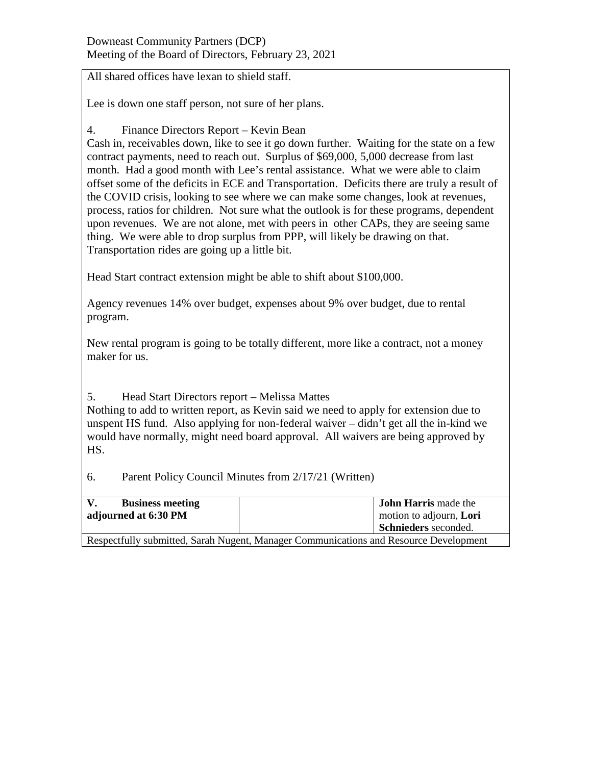Downeast Community Partners (DCP)
Meeting of the Board of Directors, February 23, 2021

All shared offices have lexan to shield staff.

Lee is down one staff person, not sure of her plans.

4. Finance Directors Report – Kevin Bean

Cash in, receivables down, like to see it go down further. Waiting for the state on a few contract payments, need to reach out. Surplus of $69,000, 5,000 decrease from last month. Had a good month with Lee's rental assistance. What we were able to claim offset some of the deficits in ECE and Transportation. Deficits there are truly a result of the COVID crisis, looking to see where we can make some changes, look at revenues, process, ratios for children. Not sure what the outlook is for these programs, dependent upon revenues. We are not alone, met with peers in other CAPs, they are seeing same thing. We were able to drop surplus from PPP, will likely be drawing on that. Transportation rides are going up a little bit.

Head Start contract extension might be able to shift about $100,000.

Agency revenues 14% over budget, expenses about 9% over budget, due to rental program.

New rental program is going to be totally different, more like a contract, not a money maker for us.

5. Head Start Directors report – Melissa Mattes

Nothing to add to written report, as Kevin said we need to apply for extension due to unspent HS fund. Also applying for non-federal waiver – didn't get all the in-kind we would have normally, might need board approval. All waivers are being approved by HS.

6. Parent Policy Council Minutes from 2/17/21 (Written)

| | | |
|---|---|---|
| **V. Business meeting adjourned at 6:30 PM** | | **John Harris** made the motion to adjourn, **Lori Schnieders** seconded. |

Respectfully submitted, Sarah Nugent, Manager Communications and Resource Development